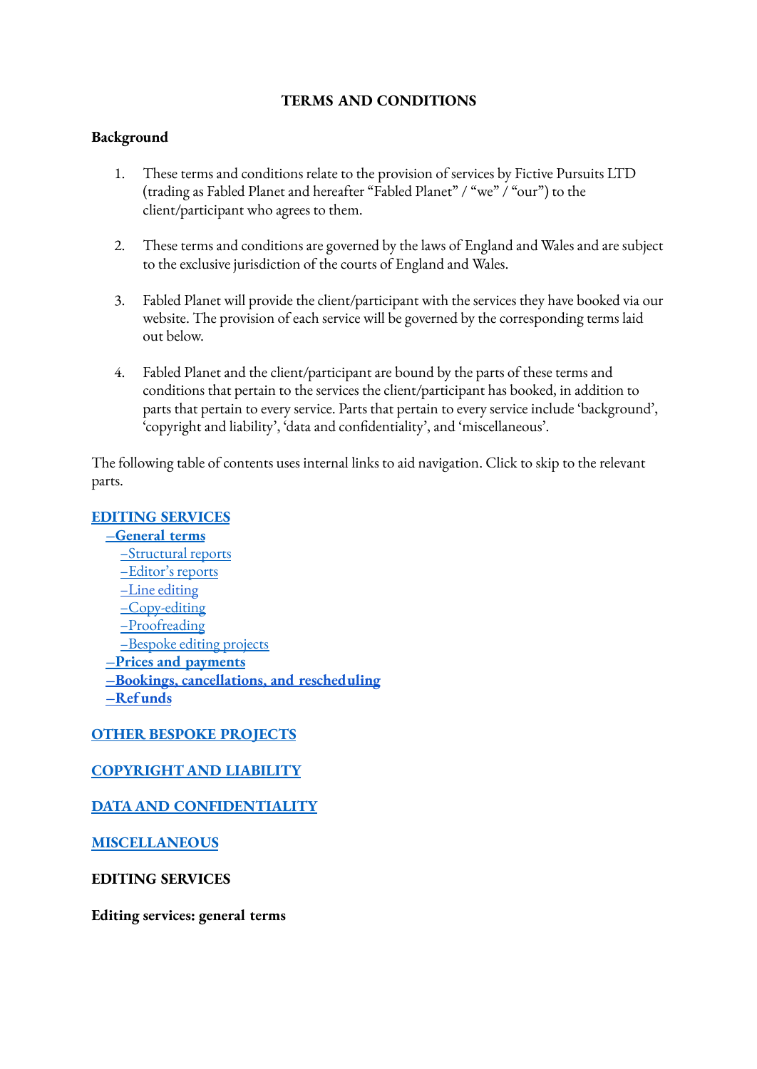# TERMS AND CONDITIONS

**Background**

1. These terms and conditions relate to the provision of services by Fictive Pursuits LTD (trading as Fabled Planet and hereafter "Fabled Planet" / "we" / "our") to the client/participant who agrees to them.

2. These terms and conditions are governed by the laws of England and Wales and are subject to the exclusive jurisdiction of the courts of England and Wales.

3. Fabled Planet will provide the client/participant with the services they have booked via our website. The provision of each service will be governed by the corresponding terms laid out below.

4. Fabled Planet and the client/participant are bound by the parts of these terms and conditions that pertain to the services the client/participant has booked, in addition to parts that pertain to every service. Parts that pertain to every service include 'background', 'copyright and liability', 'data and confidentiality', and 'miscellaneous'.

The following table of contents uses internal links to aid navigation. Click to skip to the relevant parts.

**EDITING SERVICES**
- **–General terms**
  - –Structural reports
  - –Editor's reports
  - –Line editing
  - –Copy-editing
  - –Proofreading
  - –Bespoke editing projects
- **–Prices and payments**
- **–Bookings, cancellations, and rescheduling**
- **–Refunds**

**OTHER BESPOKE PROJECTS**

**COPYRIGHT AND LIABILITY**

**DATA AND CONFIDENTIALITY**

**MISCELLANEOUS**

## EDITING SERVICES

### Editing services: general terms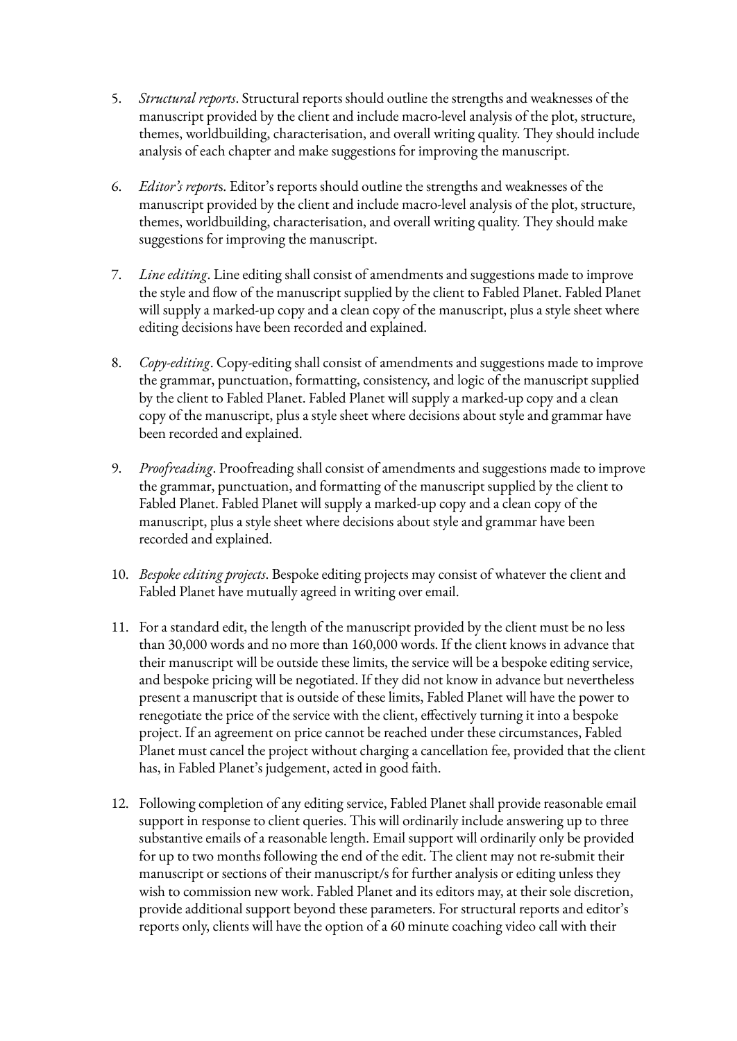5. *Structural reports*. Structural reports should outline the strengths and weaknesses of the manuscript provided by the client and include macro-level analysis of the plot, structure, themes, worldbuilding, characterisation, and overall writing quality. They should include analysis of each chapter and make suggestions for improving the manuscript.

6. *Editor's reports*. Editor's reports should outline the strengths and weaknesses of the manuscript provided by the client and include macro-level analysis of the plot, structure, themes, worldbuilding, characterisation, and overall writing quality. They should make suggestions for improving the manuscript.

7. *Line editing*. Line editing shall consist of amendments and suggestions made to improve the style and flow of the manuscript supplied by the client to Fabled Planet. Fabled Planet will supply a marked-up copy and a clean copy of the manuscript, plus a style sheet where editing decisions have been recorded and explained.

8. *Copy-editing*. Copy-editing shall consist of amendments and suggestions made to improve the grammar, punctuation, formatting, consistency, and logic of the manuscript supplied by the client to Fabled Planet. Fabled Planet will supply a marked-up copy and a clean copy of the manuscript, plus a style sheet where decisions about style and grammar have been recorded and explained.

9. *Proofreading*. Proofreading shall consist of amendments and suggestions made to improve the grammar, punctuation, and formatting of the manuscript supplied by the client to Fabled Planet. Fabled Planet will supply a marked-up copy and a clean copy of the manuscript, plus a style sheet where decisions about style and grammar have been recorded and explained.

10. *Bespoke editing projects*. Bespoke editing projects may consist of whatever the client and Fabled Planet have mutually agreed in writing over email.

11. For a standard edit, the length of the manuscript provided by the client must be no less than 30,000 words and no more than 160,000 words. If the client knows in advance that their manuscript will be outside these limits, the service will be a bespoke editing service, and bespoke pricing will be negotiated. If they did not know in advance but nevertheless present a manuscript that is outside of these limits, Fabled Planet will have the power to renegotiate the price of the service with the client, effectively turning it into a bespoke project. If an agreement on price cannot be reached under these circumstances, Fabled Planet must cancel the project without charging a cancellation fee, provided that the client has, in Fabled Planet's judgement, acted in good faith.

12. Following completion of any editing service, Fabled Planet shall provide reasonable email support in response to client queries. This will ordinarily include answering up to three substantive emails of a reasonable length. Email support will ordinarily only be provided for up to two months following the end of the edit. The client may not re-submit their manuscript or sections of their manuscript/s for further analysis or editing unless they wish to commission new work. Fabled Planet and its editors may, at their sole discretion, provide additional support beyond these parameters. For structural reports and editor's reports only, clients will have the option of a 60 minute coaching video call with their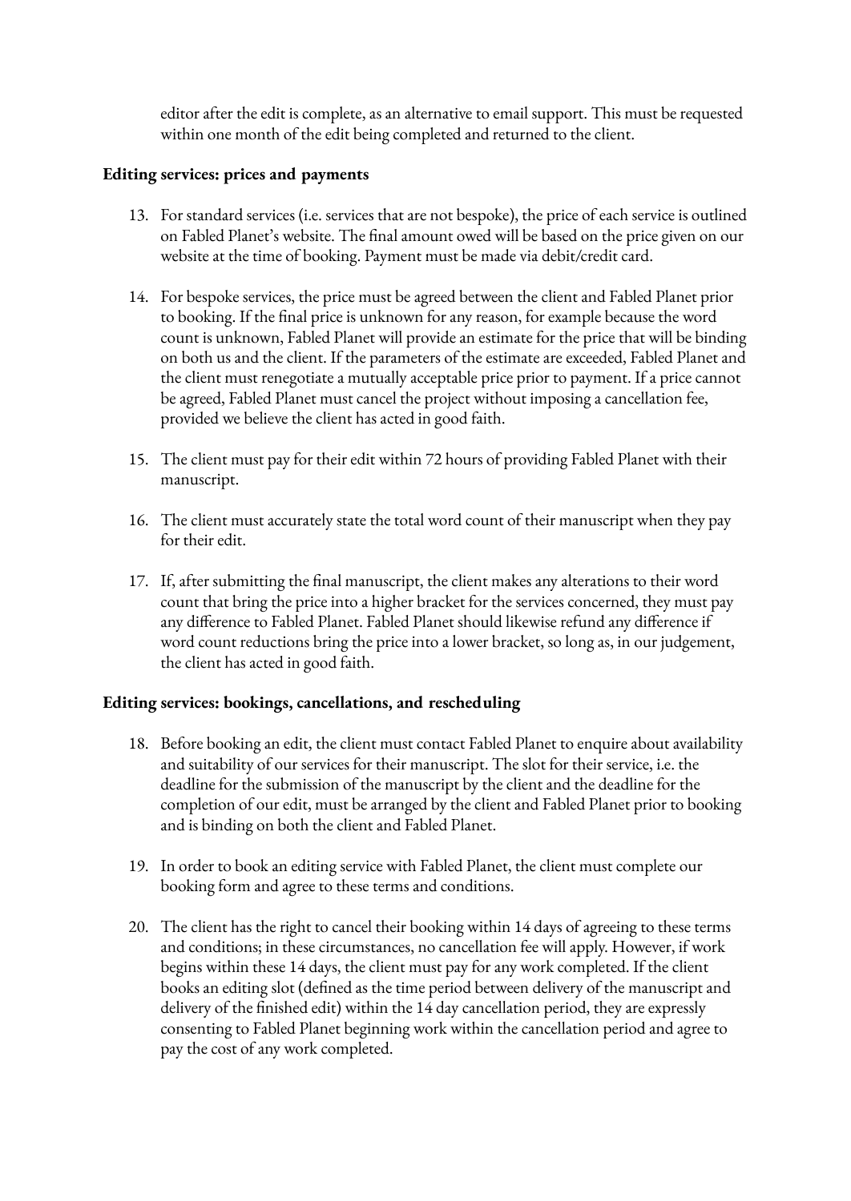editor after the edit is complete, as an alternative to email support. This must be requested within one month of the edit being completed and returned to the client.

**Editing services: prices and payments**

13. For standard services (i.e. services that are not bespoke), the price of each service is outlined on Fabled Planet's website. The final amount owed will be based on the price given on our website at the time of booking. Payment must be made via debit/credit card.

14. For bespoke services, the price must be agreed between the client and Fabled Planet prior to booking. If the final price is unknown for any reason, for example because the word count is unknown, Fabled Planet will provide an estimate for the price that will be binding on both us and the client. If the parameters of the estimate are exceeded, Fabled Planet and the client must renegotiate a mutually acceptable price prior to payment. If a price cannot be agreed, Fabled Planet must cancel the project without imposing a cancellation fee, provided we believe the client has acted in good faith.

15. The client must pay for their edit within 72 hours of providing Fabled Planet with their manuscript.

16. The client must accurately state the total word count of their manuscript when they pay for their edit.

17. If, after submitting the final manuscript, the client makes any alterations to their word count that bring the price into a higher bracket for the services concerned, they must pay any difference to Fabled Planet. Fabled Planet should likewise refund any difference if word count reductions bring the price into a lower bracket, so long as, in our judgement, the client has acted in good faith.

**Editing services: bookings, cancellations, and rescheduling**

18. Before booking an edit, the client must contact Fabled Planet to enquire about availability and suitability of our services for their manuscript. The slot for their service, i.e. the deadline for the submission of the manuscript by the client and the deadline for the completion of our edit, must be arranged by the client and Fabled Planet prior to booking and is binding on both the client and Fabled Planet.

19. In order to book an editing service with Fabled Planet, the client must complete our booking form and agree to these terms and conditions.

20. The client has the right to cancel their booking within 14 days of agreeing to these terms and conditions; in these circumstances, no cancellation fee will apply. However, if work begins within these 14 days, the client must pay for any work completed. If the client books an editing slot (defined as the time period between delivery of the manuscript and delivery of the finished edit) within the 14 day cancellation period, they are expressly consenting to Fabled Planet beginning work within the cancellation period and agree to pay the cost of any work completed.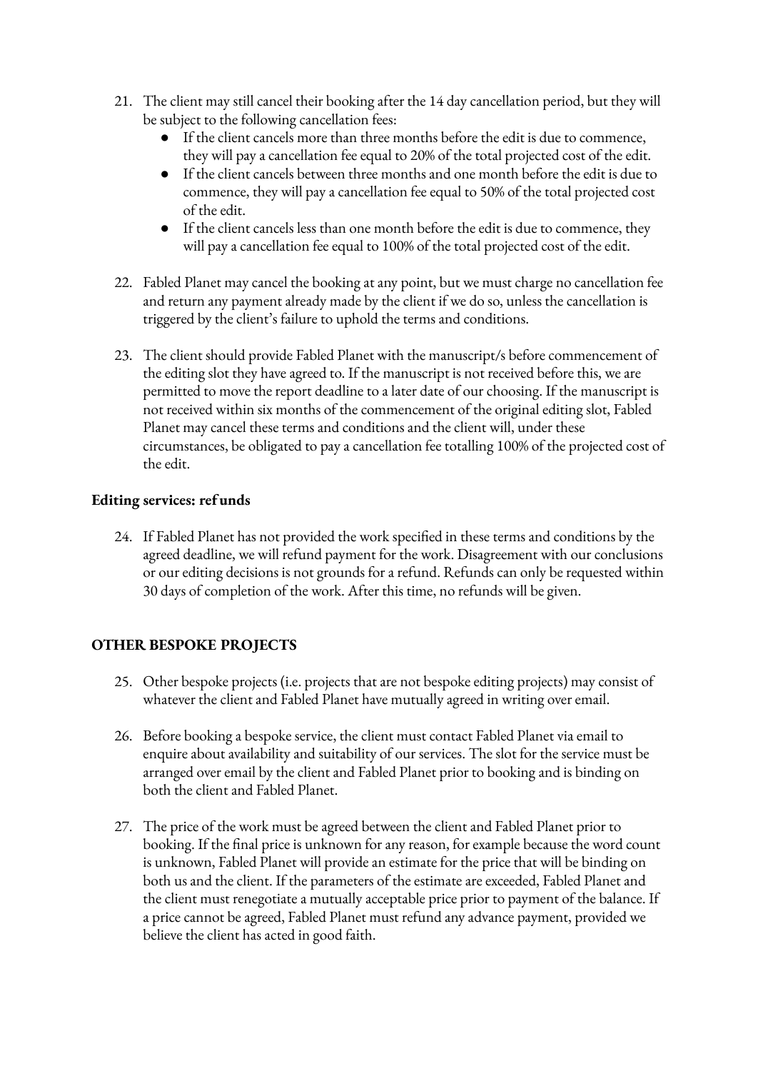21. The client may still cancel their booking after the 14 day cancellation period, but they will be subject to the following cancellation fees:
    - If the client cancels more than three months before the edit is due to commence, they will pay a cancellation fee equal to 20% of the total projected cost of the edit.
    - If the client cancels between three months and one month before the edit is due to commence, they will pay a cancellation fee equal to 50% of the total projected cost of the edit.
    - If the client cancels less than one month before the edit is due to commence, they will pay a cancellation fee equal to 100% of the total projected cost of the edit.

22. Fabled Planet may cancel the booking at any point, but we must charge no cancellation fee and return any payment already made by the client if we do so, unless the cancellation is triggered by the client's failure to uphold the terms and conditions.

23. The client should provide Fabled Planet with the manuscript/s before commencement of the editing slot they have agreed to. If the manuscript is not received before this, we are permitted to move the report deadline to a later date of our choosing. If the manuscript is not received within six months of the commencement of the original editing slot, Fabled Planet may cancel these terms and conditions and the client will, under these circumstances, be obligated to pay a cancellation fee totalling 100% of the projected cost of the edit.

**Editing services: refunds**

24. If Fabled Planet has not provided the work specified in these terms and conditions by the agreed deadline, we will refund payment for the work. Disagreement with our conclusions or our editing decisions is not grounds for a refund. Refunds can only be requested within 30 days of completion of the work. After this time, no refunds will be given.

## OTHER BESPOKE PROJECTS

25. Other bespoke projects (i.e. projects that are not bespoke editing projects) may consist of whatever the client and Fabled Planet have mutually agreed in writing over email.

26. Before booking a bespoke service, the client must contact Fabled Planet via email to enquire about availability and suitability of our services. The slot for the service must be arranged over email by the client and Fabled Planet prior to booking and is binding on both the client and Fabled Planet.

27. The price of the work must be agreed between the client and Fabled Planet prior to booking. If the final price is unknown for any reason, for example because the word count is unknown, Fabled Planet will provide an estimate for the price that will be binding on both us and the client. If the parameters of the estimate are exceeded, Fabled Planet and the client must renegotiate a mutually acceptable price prior to payment of the balance. If a price cannot be agreed, Fabled Planet must refund any advance payment, provided we believe the client has acted in good faith.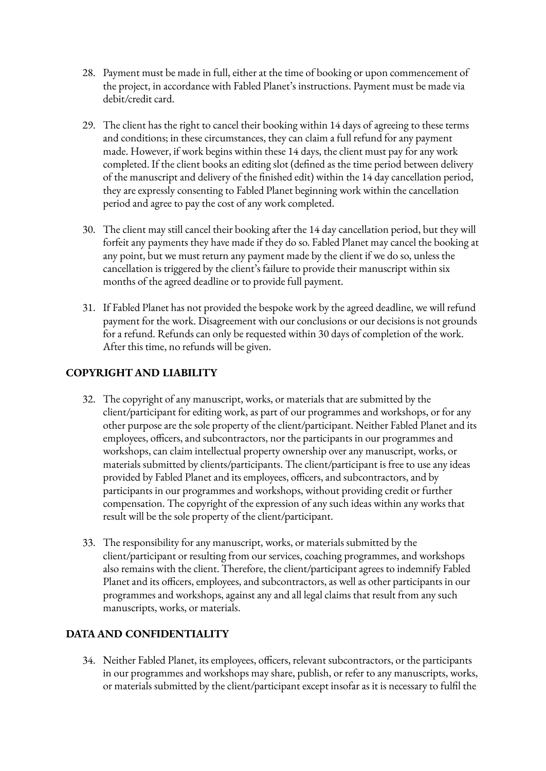28. Payment must be made in full, either at the time of booking or upon commencement of the project, in accordance with Fabled Planet's instructions. Payment must be made via debit/credit card.

29. The client has the right to cancel their booking within 14 days of agreeing to these terms and conditions; in these circumstances, they can claim a full refund for any payment made. However, if work begins within these 14 days, the client must pay for any work completed. If the client books an editing slot (defined as the time period between delivery of the manuscript and delivery of the finished edit) within the 14 day cancellation period, they are expressly consenting to Fabled Planet beginning work within the cancellation period and agree to pay the cost of any work completed.

30. The client may still cancel their booking after the 14 day cancellation period, but they will forfeit any payments they have made if they do so. Fabled Planet may cancel the booking at any point, but we must return any payment made by the client if we do so, unless the cancellation is triggered by the client's failure to provide their manuscript within six months of the agreed deadline or to provide full payment.

31. If Fabled Planet has not provided the bespoke work by the agreed deadline, we will refund payment for the work. Disagreement with our conclusions or our decisions is not grounds for a refund. Refunds can only be requested within 30 days of completion of the work. After this time, no refunds will be given.

## COPYRIGHT AND LIABILITY

32. The copyright of any manuscript, works, or materials that are submitted by the client/participant for editing work, as part of our programmes and workshops, or for any other purpose are the sole property of the client/participant. Neither Fabled Planet and its employees, officers, and subcontractors, nor the participants in our programmes and workshops, can claim intellectual property ownership over any manuscript, works, or materials submitted by clients/participants. The client/participant is free to use any ideas provided by Fabled Planet and its employees, officers, and subcontractors, and by participants in our programmes and workshops, without providing credit or further compensation. The copyright of the expression of any such ideas within any works that result will be the sole property of the client/participant.

33. The responsibility for any manuscript, works, or materials submitted by the client/participant or resulting from our services, coaching programmes, and workshops also remains with the client. Therefore, the client/participant agrees to indemnify Fabled Planet and its officers, employees, and subcontractors, as well as other participants in our programmes and workshops, against any and all legal claims that result from any such manuscripts, works, or materials.

## DATA AND CONFIDENTIALITY

34. Neither Fabled Planet, its employees, officers, relevant subcontractors, or the participants in our programmes and workshops may share, publish, or refer to any manuscripts, works, or materials submitted by the client/participant except insofar as it is necessary to fulfil the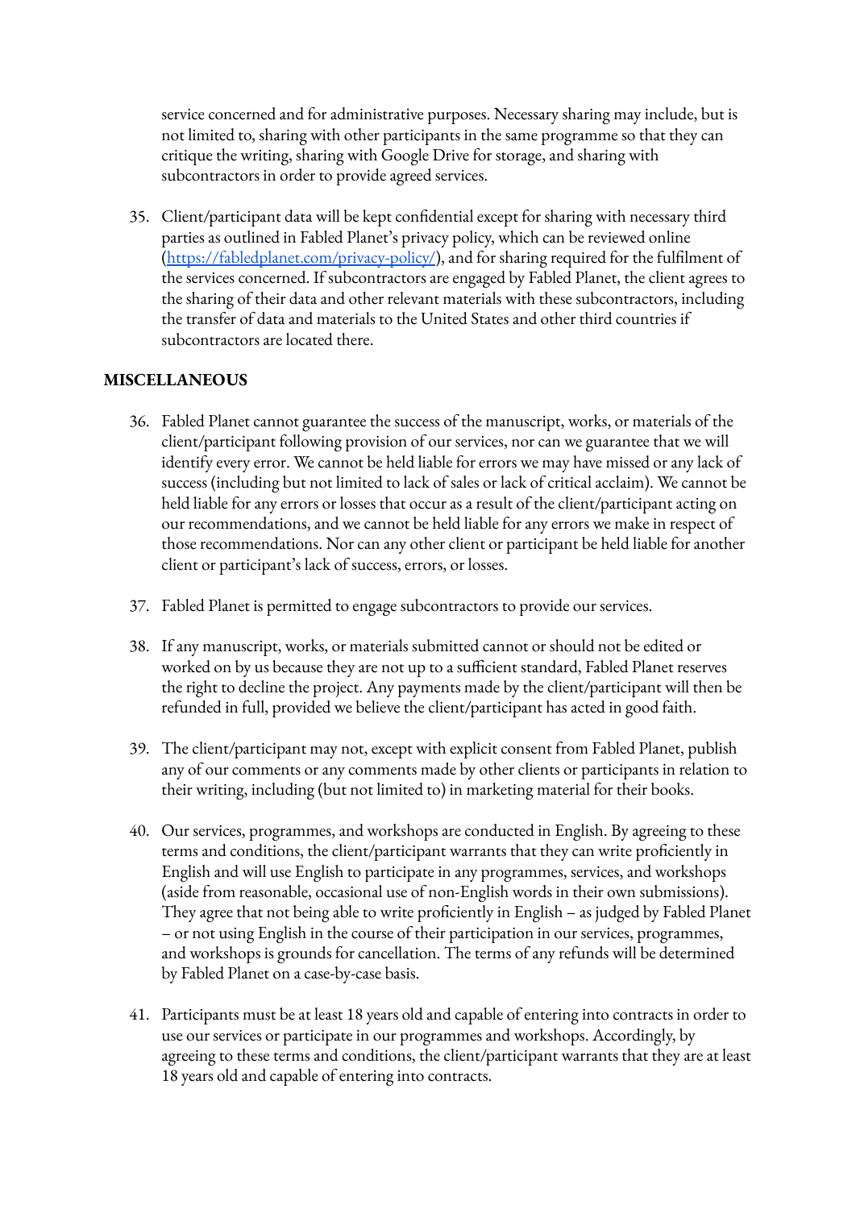service concerned and for administrative purposes. Necessary sharing may include, but is not limited to, sharing with other participants in the same programme so that they can critique the writing, sharing with Google Drive for storage, and sharing with subcontractors in order to provide agreed services.

35. Client/participant data will be kept confidential except for sharing with necessary third parties as outlined in Fabled Planet's privacy policy, which can be reviewed online ([https://fabledplanet.com/privacy-policy/](https://fabledplanet.com/privacy-policy/)), and for sharing required for the fulfilment of the services concerned. If subcontractors are engaged by Fabled Planet, the client agrees to the sharing of their data and other relevant materials with these subcontractors, including the transfer of data and materials to the United States and other third countries if subcontractors are located there.

**MISCELLANEOUS**

36. Fabled Planet cannot guarantee the success of the manuscript, works, or materials of the client/participant following provision of our services, nor can we guarantee that we will identify every error. We cannot be held liable for errors we may have missed or any lack of success (including but not limited to lack of sales or lack of critical acclaim). We cannot be held liable for any errors or losses that occur as a result of the client/participant acting on our recommendations, and we cannot be held liable for any errors we make in respect of those recommendations. Nor can any other client or participant be held liable for another client or participant's lack of success, errors, or losses.

37. Fabled Planet is permitted to engage subcontractors to provide our services.

38. If any manuscript, works, or materials submitted cannot or should not be edited or worked on by us because they are not up to a sufficient standard, Fabled Planet reserves the right to decline the project. Any payments made by the client/participant will then be refunded in full, provided we believe the client/participant has acted in good faith.

39. The client/participant may not, except with explicit consent from Fabled Planet, publish any of our comments or any comments made by other clients or participants in relation to their writing, including (but not limited to) in marketing material for their books.

40. Our services, programmes, and workshops are conducted in English. By agreeing to these terms and conditions, the client/participant warrants that they can write proficiently in English and will use English to participate in any programmes, services, and workshops (aside from reasonable, occasional use of non-English words in their own submissions). They agree that not being able to write proficiently in English – as judged by Fabled Planet – or not using English in the course of their participation in our services, programmes, and workshops is grounds for cancellation. The terms of any refunds will be determined by Fabled Planet on a case-by-case basis.

41. Participants must be at least 18 years old and capable of entering into contracts in order to use our services or participate in our programmes and workshops. Accordingly, by agreeing to these terms and conditions, the client/participant warrants that they are at least 18 years old and capable of entering into contracts.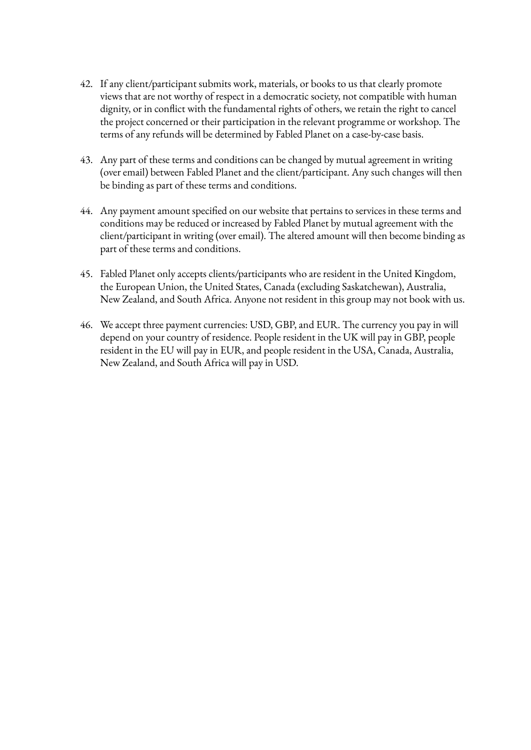42. If any client/participant submits work, materials, or books to us that clearly promote views that are not worthy of respect in a democratic society, not compatible with human dignity, or in conflict with the fundamental rights of others, we retain the right to cancel the project concerned or their participation in the relevant programme or workshop. The terms of any refunds will be determined by Fabled Planet on a case-by-case basis.

43. Any part of these terms and conditions can be changed by mutual agreement in writing (over email) between Fabled Planet and the client/participant. Any such changes will then be binding as part of these terms and conditions.

44. Any payment amount specified on our website that pertains to services in these terms and conditions may be reduced or increased by Fabled Planet by mutual agreement with the client/participant in writing (over email). The altered amount will then become binding as part of these terms and conditions.

45. Fabled Planet only accepts clients/participants who are resident in the United Kingdom, the European Union, the United States, Canada (excluding Saskatchewan), Australia, New Zealand, and South Africa. Anyone not resident in this group may not book with us.

46. We accept three payment currencies: USD, GBP, and EUR. The currency you pay in will depend on your country of residence. People resident in the UK will pay in GBP, people resident in the EU will pay in EUR, and people resident in the USA, Canada, Australia, New Zealand, and South Africa will pay in USD.